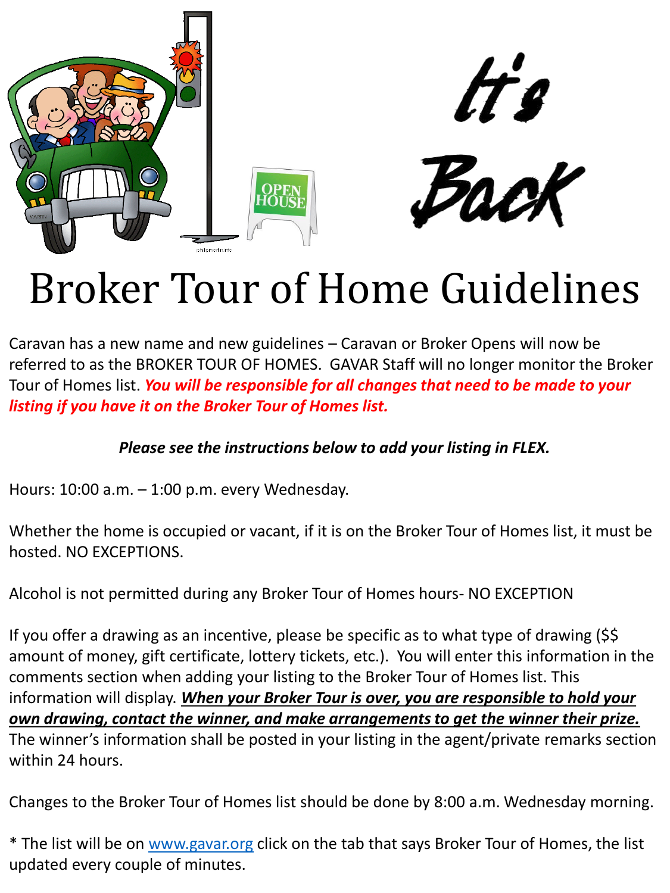It's Back

# Broker Tour of Home Guidelines

Caravan has a new name and new guidelines – Caravan or Broker Opens will now be referred to as the BROKER TOUR OF HOMES. GAVAR Staff will no longer monitor the Broker Tour of Homes list. ***You will be responsible for all changes that need to be made to your listing if you have it on the Broker Tour of Homes list.***

***Please see the instructions below to add your listing in FLEX.***

Hours: 10:00 a.m. – 1:00 p.m. every Wednesday.

Whether the home is occupied or vacant, if it is on the Broker Tour of Homes list, it must be hosted. NO EXCEPTIONS.

Alcohol is not permitted during any Broker Tour of Homes hours- NO EXCEPTION

If you offer a drawing as an incentive, please be specific as to what type of drawing ($$ amount of money, gift certificate, lottery tickets, etc.). You will enter this information in the comments section when adding your listing to the Broker Tour of Homes list. This information will display. ***When your Broker Tour is over, you are responsible to hold your own drawing, contact the winner, and make arrangements to get the winner their prize.*** The winner's information shall be posted in your listing in the agent/private remarks section within 24 hours.

Changes to the Broker Tour of Homes list should be done by 8:00 a.m. Wednesday morning.

* The list will be on [www.gavar.org](http://www.gavar.org) click on the tab that says Broker Tour of Homes, the list updated every couple of minutes.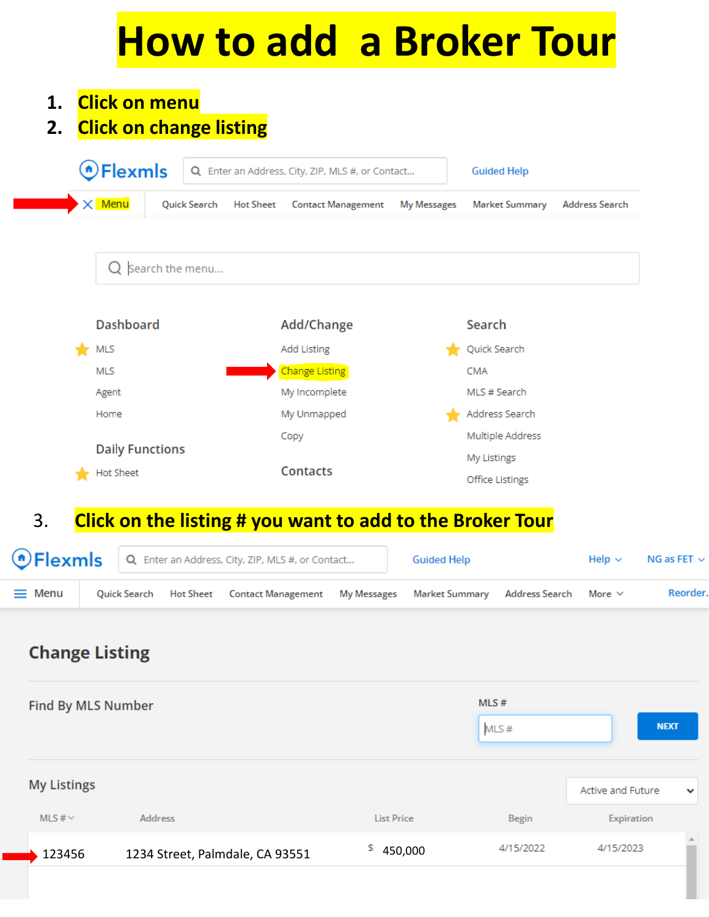# How to add a Broker Tour

1. **Click on menu**
2. **Click on change listing**

Flexmls | Enter an Address, City, ZIP, MLS #, or Contact... | Guided Help

Menu | Quick Search | Hot Sheet | Contact Management | My Messages | Market Summary | Address Search

Search the menu...

**Dashboard**
- MLS
- MLS
- Agent
- Home

**Daily Functions**
- Hot Sheet

**Add/Change**
- Add Listing
- Change Listing
- My Incomplete
- My Unmapped
- Copy

**Contacts**

**Search**
- Quick Search
- CMA
- MLS # Search
- Address Search
- Multiple Address
- My Listings
- Office Listings

3. **Click on the listing # you want to add to the Broker Tour**

Flexmls | Enter an Address, City, ZIP, MLS #, or Contact... | Guided Help | Help | NG as FET

Menu | Quick Search | Hot Sheet | Contact Management | My Messages | Market Summary | Address Search | More | Reorder.

## Change Listing

**Find By MLS Number**

MLS # [MLS #] NEXT

**My Listings** — Active and Future

| MLS # | Address | List Price | Begin | Expiration |
|---|---|---|---|---|
| 123456 | 1234 Street, Palmdale, CA 93551 | $ 450,000 | 4/15/2022 | 4/15/2023 |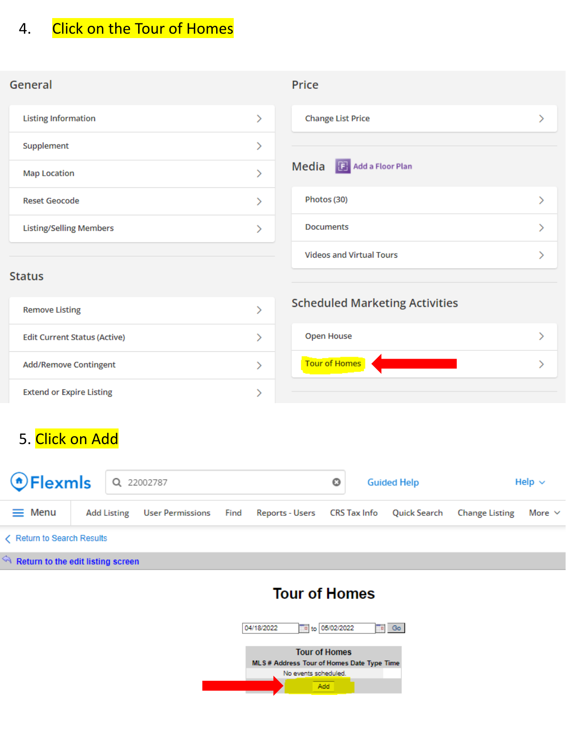4. Click on the Tour of Homes

## General

- Listing Information
- Supplement
- Map Location
- Reset Geocode
- Listing/Selling Members

## Status

- Remove Listing
- Edit Current Status (Active)
- Add/Remove Contingent
- Extend or Expire Listing

## Price

- Change List Price

## Media

Add a Floor Plan

- Photos (30)
- Documents
- Videos and Virtual Tours

## Scheduled Marketing Activities

- Open House
- Tour of Homes

5. Click on Add

Flexmls | 22002787 | Guided Help | Help

Menu | Add Listing | User Permissions | Find | Reports - Users | CRS Tax Info | Quick Search | Change Listing | More

Return to Search Results

Return to the edit listing screen

## Tour of Homes

04/18/2022 to 05/02/2022 Go

| Tour of Homes | | | | | |
|---|---|---|---|---|---|
| MLS # | Address | Tour of Homes | Date | Type | Time |
| No events scheduled. | | | | | |

Add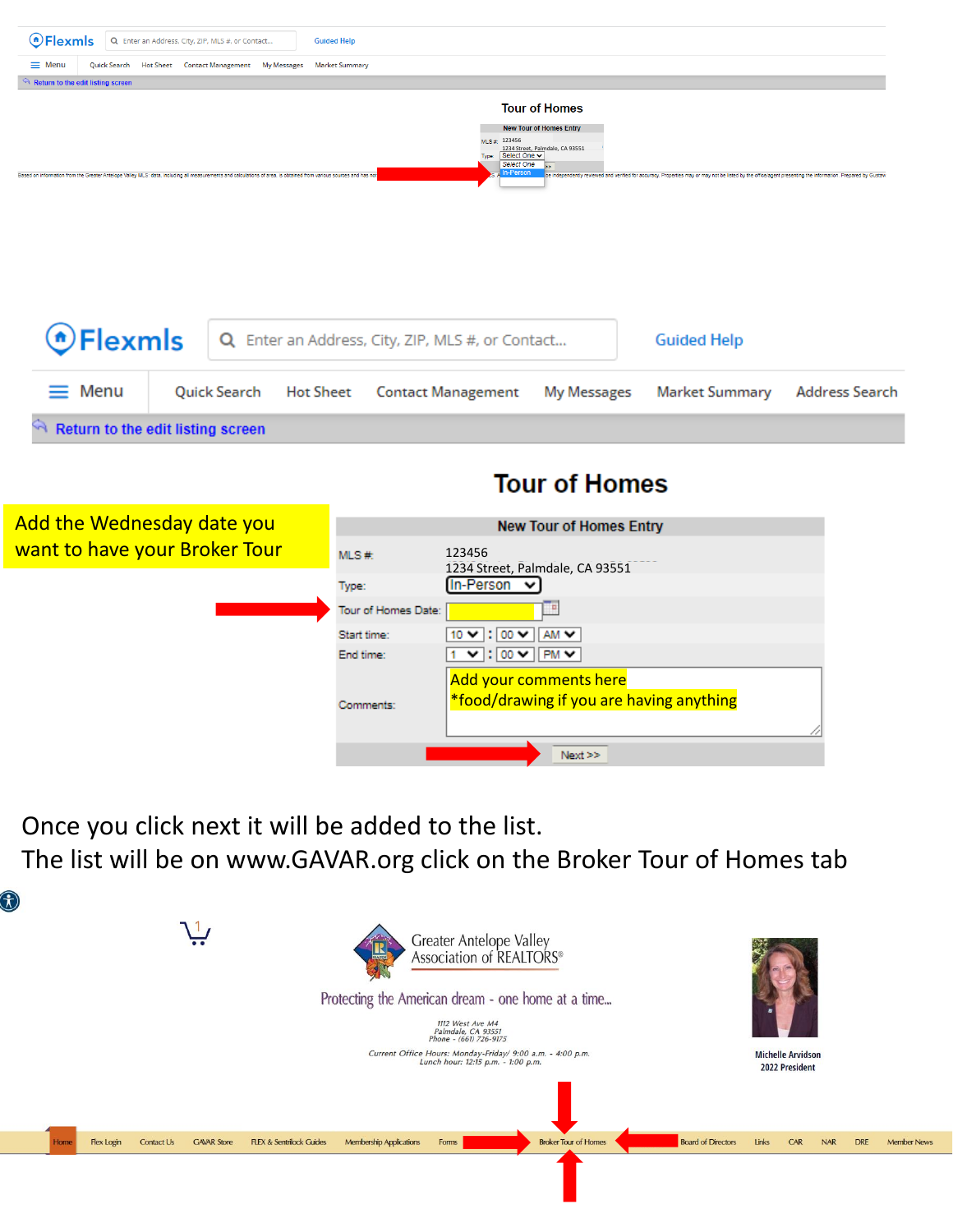Flexmls | Enter an Address, City, ZIP, MLS #, or Contact... | Guided Help

Menu | Quick Search | Hot Sheet | Contact Management | My Messages | Market Summary

Return to the edit listing screen

## Tour of Homes

**New Tour of Homes Entry**

MLS #: 123456
1234 Street, Palmdale, CA 93551
Type: Select One
Select One
In-Person

Based on information from the Greater Antelope Valley MLS data, including all measurements and calculations of area, is obtained from various sources and has not been independently reviewed and verified for accuracy. Properties may or may not be listed by the office/agent presenting the information. Prepared by Gustav

Flexmls | Enter an Address, City, ZIP, MLS #, or Contact... | Guided Help

Menu | Quick Search | Hot Sheet | Contact Management | My Messages | Market Summary | Address Search

Return to the edit listing screen

## Tour of Homes

Add the Wednesday date you want to have your Broker Tour

**New Tour of Homes Entry**

| | |
|---|---|
| MLS #: | 123456<br>1234 Street, Palmdale, CA 93551 |
| Type: | In-Person |
| Tour of Homes Date: | |
| Start time: | 10 : 00 AM |
| End time: | 1 : 00 PM |
| Comments: | Add your comments here<br>*food/drawing if you are having anything |

Next >>

Once you click next it will be added to the list.
The list will be on www.GAVAR.org click on the Broker Tour of Homes tab

Greater Antelope Valley Association of REALTORS®

Protecting the American dream - one home at a time...

1112 West Ave M4
Palmdale, CA 93551
Phone - (661) 726-9175

Current Office Hours: Monday-Friday/ 9:00 a.m. - 4:00 p.m.
Lunch hour: 12:15 p.m. - 1:00 p.m.

Michelle Arvidson
2022 President

Home | Flex Login | Contact Us | GAVAR Store | FLEX & Sentrilock Guides | Membership Applications | Forms | Broker Tour of Homes | Board of Directors | Links | CAR | NAR | DRE | Member News